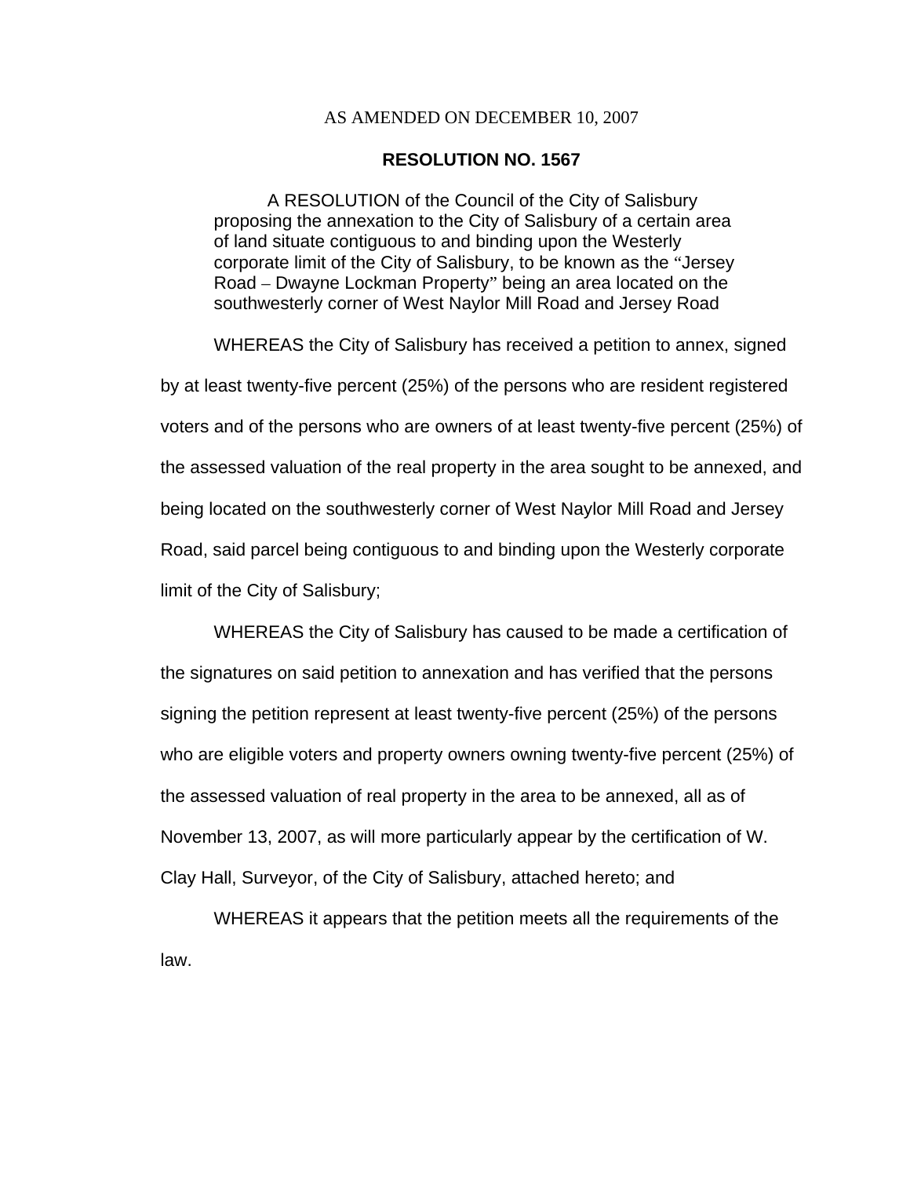AS AMENDED ON DECEMBER 10, 2007

# RESOLUTION NO. 1567

A RESOLUTION of the Council of the City of Salisbury proposing the annexation to the City of Salisbury of a certain area of land situate contiguous to and binding upon the Westerly corporate limit of the City of Salisbury, to be known as the "Jersey Road – Dwayne Lockman Property" being an area located on the southwesterly corner of West Naylor Mill Road and Jersey Road

WHEREAS the City of Salisbury has received a petition to annex, signed by at least twenty-five percent (25%) of the persons who are resident registered voters and of the persons who are owners of at least twenty-five percent (25%) of the assessed valuation of the real property in the area sought to be annexed, and being located on the southwesterly corner of West Naylor Mill Road and Jersey Road, said parcel being contiguous to and binding upon the Westerly corporate limit of the City of Salisbury;

WHEREAS the City of Salisbury has caused to be made a certification of the signatures on said petition to annexation and has verified that the persons signing the petition represent at least twenty-five percent (25%) of the persons who are eligible voters and property owners owning twenty-five percent (25%) of the assessed valuation of real property in the area to be annexed, all as of November 13, 2007, as will more particularly appear by the certification of W. Clay Hall, Surveyor, of the City of Salisbury, attached hereto; and

WHEREAS it appears that the petition meets all the requirements of the law.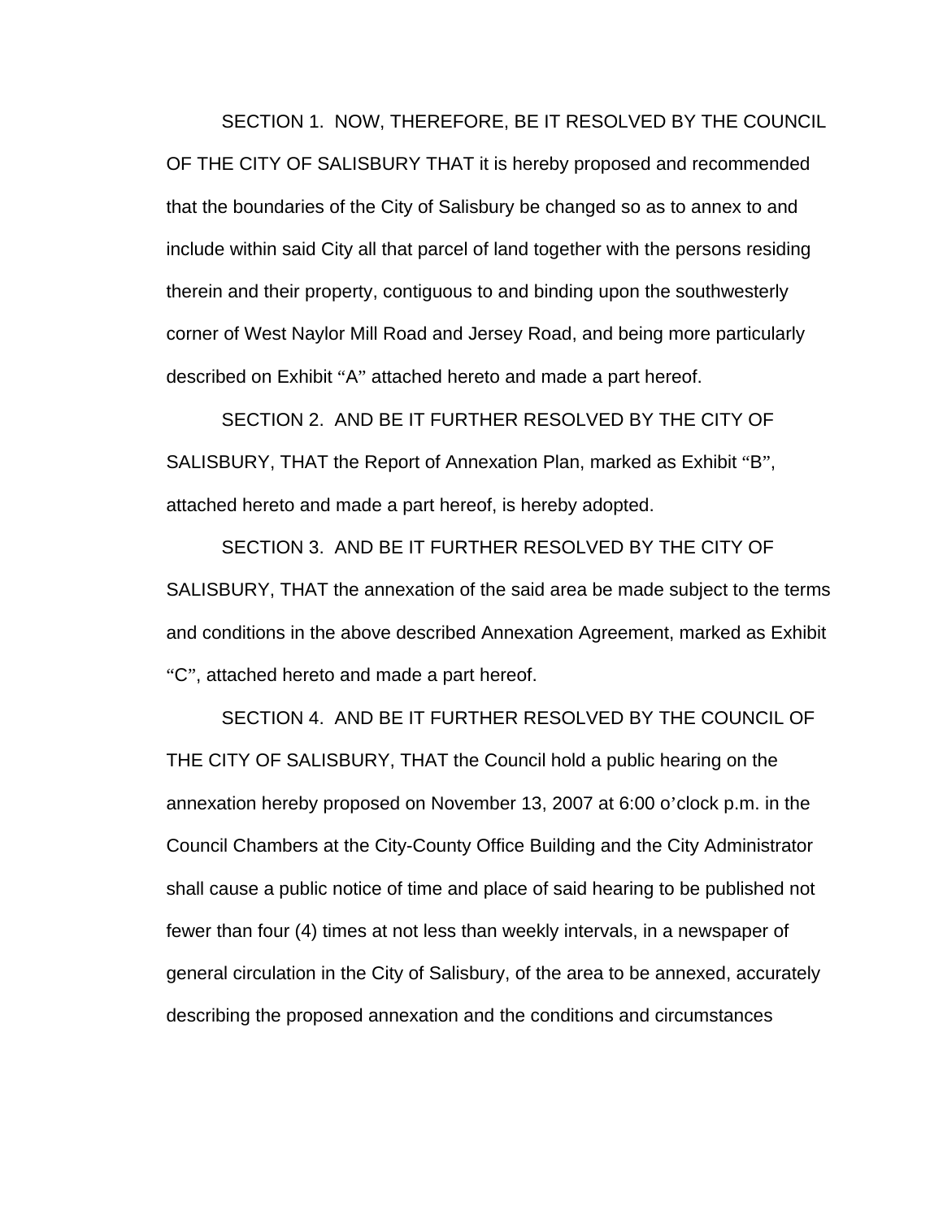SECTION 1. NOW, THEREFORE, BE IT RESOLVED BY THE COUNCIL OF THE CITY OF SALISBURY THAT it is hereby proposed and recommended that the boundaries of the City of Salisbury be changed so as to annex to and include within said City all that parcel of land together with the persons residing therein and their property, contiguous to and binding upon the southwesterly corner of West Naylor Mill Road and Jersey Road, and being more particularly described on Exhibit “A” attached hereto and made a part hereof.

SECTION 2. AND BE IT FURTHER RESOLVED BY THE CITY OF SALISBURY, THAT the Report of Annexation Plan, marked as Exhibit “B”, attached hereto and made a part hereof, is hereby adopted.

SECTION 3. AND BE IT FURTHER RESOLVED BY THE CITY OF SALISBURY, THAT the annexation of the said area be made subject to the terms and conditions in the above described Annexation Agreement, marked as Exhibit “C”, attached hereto and made a part hereof.

SECTION 4. AND BE IT FURTHER RESOLVED BY THE COUNCIL OF THE CITY OF SALISBURY, THAT the Council hold a public hearing on the annexation hereby proposed on November 13, 2007 at 6:00 o’clock p.m. in the Council Chambers at the City-County Office Building and the City Administrator shall cause a public notice of time and place of said hearing to be published not fewer than four (4) times at not less than weekly intervals, in a newspaper of general circulation in the City of Salisbury, of the area to be annexed, accurately describing the proposed annexation and the conditions and circumstances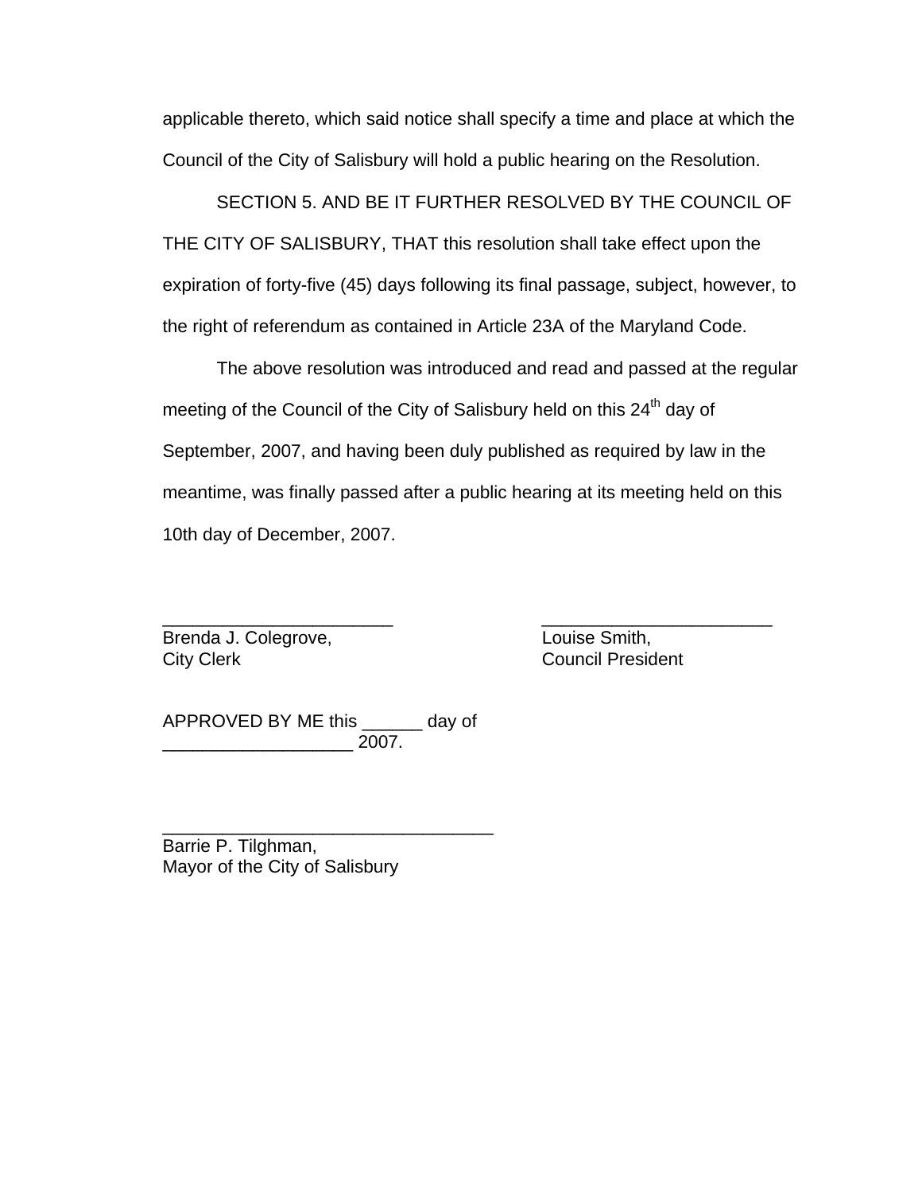applicable thereto, which said notice shall specify a time and place at which the Council of the City of Salisbury will hold a public hearing on the Resolution.

SECTION 5. AND BE IT FURTHER RESOLVED BY THE COUNCIL OF THE CITY OF SALISBURY, THAT this resolution shall take effect upon the expiration of forty-five (45) days following its final passage, subject, however, to the right of referendum as contained in Article 23A of the Maryland Code.

The above resolution was introduced and read and passed at the regular meeting of the Council of the City of Salisbury held on this 24th day of September, 2007, and having been duly published as required by law in the meantime, was finally passed after a public hearing at its meeting held on this 10th day of December, 2007.

_______________________
Brenda J. Colegrove,
City Clerk

_______________________
Louise Smith,
Council President

APPROVED BY ME this ______ day of
___________________ 2007.

_________________________________
Barrie P. Tilghman,
Mayor of the City of Salisbury